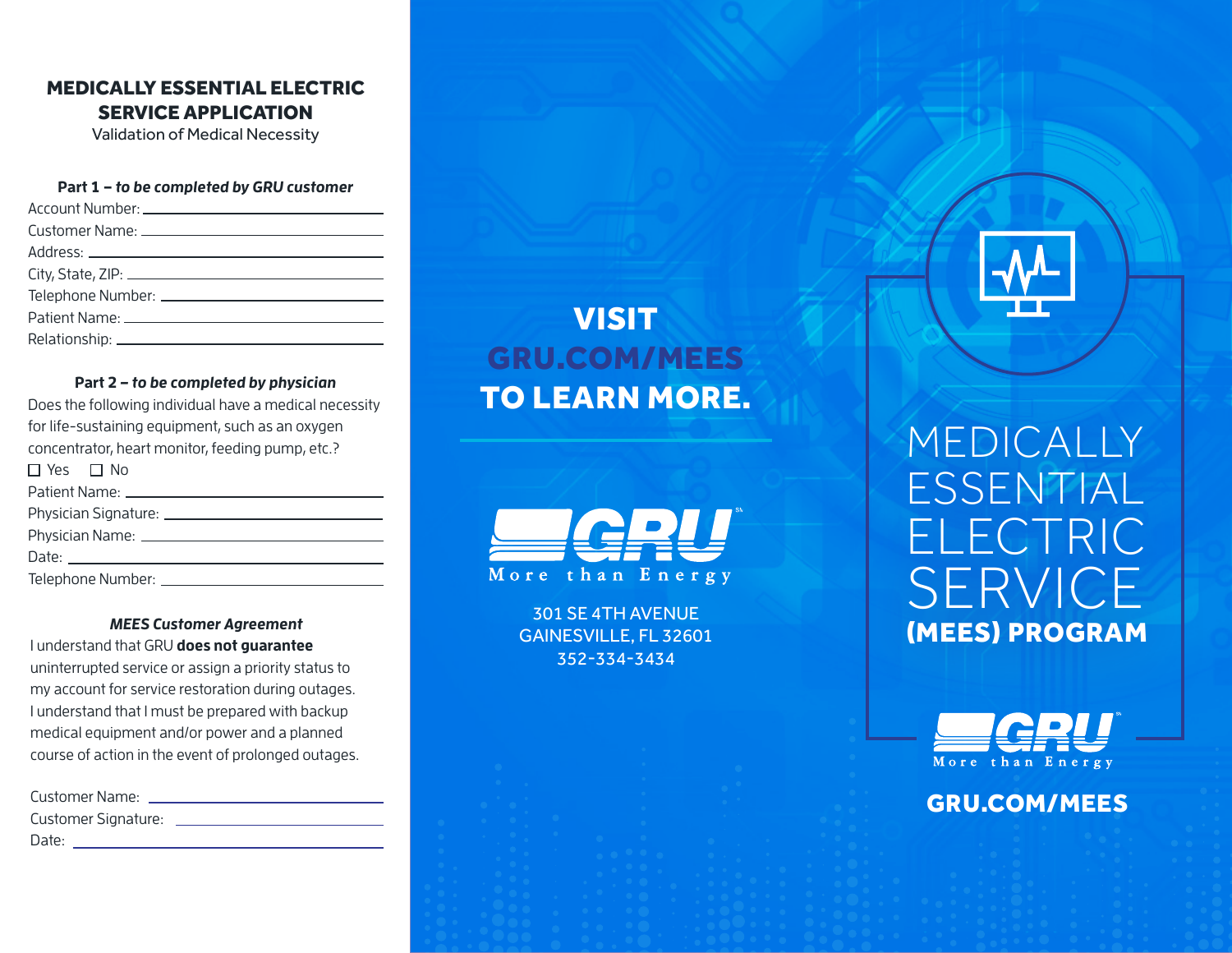# MEDICALLY ESSENTIAL ELECTRIC SERVICE APPLICATION

Validation of Medical Necessity

**Part 1 – *to be completed by GRU customer***

Account Number: \_\_\_\_\_\_\_\_\_\_\_\_\_\_\_\_\_\_\_\_

Customer Name: \_\_\_\_\_\_\_\_\_\_\_\_\_\_\_\_\_\_\_\_

Address: \_\_\_\_\_\_\_\_\_\_\_\_\_\_\_\_\_\_\_\_

City, State, ZIP: \_\_\_\_\_\_\_\_\_\_\_\_\_\_\_\_\_\_\_\_

Telephone Number: \_\_\_\_\_\_\_\_\_\_\_\_\_\_\_\_\_\_\_\_

Patient Name: \_\_\_\_\_\_\_\_\_\_\_\_\_\_\_\_\_\_\_\_

Relationship: \_\_\_\_\_\_\_\_\_\_\_\_\_\_\_\_\_\_\_\_

**Part 2 – *to be completed by physician***

Does the following individual have a medical necessity for life-sustaining equipment, such as an oxygen concentrator, heart monitor, feeding pump, etc.?

☐ Yes ☐ No

Patient Name: \_\_\_\_\_\_\_\_\_\_\_\_\_\_\_\_\_\_\_\_

Physician Signature: \_\_\_\_\_\_\_\_\_\_\_\_\_\_\_\_\_\_\_\_

Physician Name: \_\_\_\_\_\_\_\_\_\_\_\_\_\_\_\_\_\_\_\_

Date: \_\_\_\_\_\_\_\_\_\_\_\_\_\_\_\_\_\_\_\_

Telephone Number: \_\_\_\_\_\_\_\_\_\_\_\_\_\_\_\_\_\_\_\_

***MEES Customer Agreement***

I understand that GRU **does not guarantee** uninterrupted service or assign a priority status to my account for service restoration during outages. I understand that I must be prepared with backup medical equipment and/or power and a planned course of action in the event of prolonged outages.

Customer Name: \_\_\_\_\_\_\_\_\_\_\_\_\_\_\_\_\_\_\_\_

Customer Signature: \_\_\_\_\_\_\_\_\_\_\_\_\_\_\_\_\_\_\_\_

Date: \_\_\_\_\_\_\_\_\_\_\_\_\_\_\_\_\_\_\_\_

## VISIT GRU.COM/MEES TO LEARN MORE.

GRU – More than Energy

301 SE 4TH AVENUE
GAINESVILLE, FL 32601
352-334-3434

# MEDICALLY ESSENTIAL ELECTRIC SERVICE (MEES) PROGRAM

GRU – More than Energy

**GRU.COM/MEES**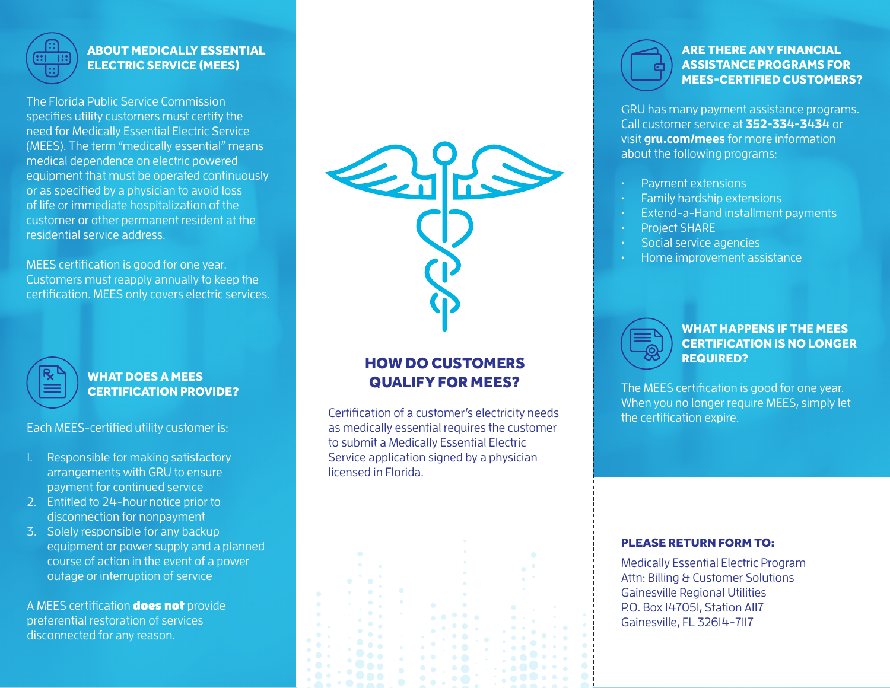## ABOUT MEDICALLY ESSENTIAL ELECTRIC SERVICE (MEES)

The Florida Public Service Commission specifies utility customers must certify the need for Medically Essential Electric Service (MEES). The term "medically essential" means medical dependence on electric powered equipment that must be operated continuously or as specified by a physician to avoid loss of life or immediate hospitalization of the customer or other permanent resident at the residential service address.

MEES certification is good for one year. Customers must reapply annually to keep the certification. MEES only covers electric services.

## WHAT DOES A MEES CERTIFICATION PROVIDE?

Each MEES-certified utility customer is:

1. Responsible for making satisfactory arrangements with GRU to ensure payment for continued service
2. Entitled to 24-hour notice prior to disconnection for nonpayment
3. Solely responsible for any backup equipment or power supply and a planned course of action in the event of a power outage or interruption of service

A MEES certification **does not** provide preferential restoration of services disconnected for any reason.

## HOW DO CUSTOMERS QUALIFY FOR MEES?

Certification of a customer's electricity needs as medically essential requires the customer to submit a Medically Essential Electric Service application signed by a physician licensed in Florida.

## ARE THERE ANY FINANCIAL ASSISTANCE PROGRAMS FOR MEES-CERTIFIED CUSTOMERS?

GRU has many payment assistance programs. Call customer service at **352-334-3434** or visit **gru.com/mees** for more information about the following programs:

- Payment extensions
- Family hardship extensions
- Extend-a-Hand installment payments
- Project SHARE
- Social service agencies
- Home improvement assistance

## WHAT HAPPENS IF THE MEES CERTIFICATION IS NO LONGER REQUIRED?

The MEES certification is good for one year. When you no longer require MEES, simply let the certification expire.

**PLEASE RETURN FORM TO:**

Medically Essential Electric Program
Attn: Billing & Customer Solutions
Gainesville Regional Utilities
P.O. Box 147051, Station A117
Gainesville, FL 32614-7117